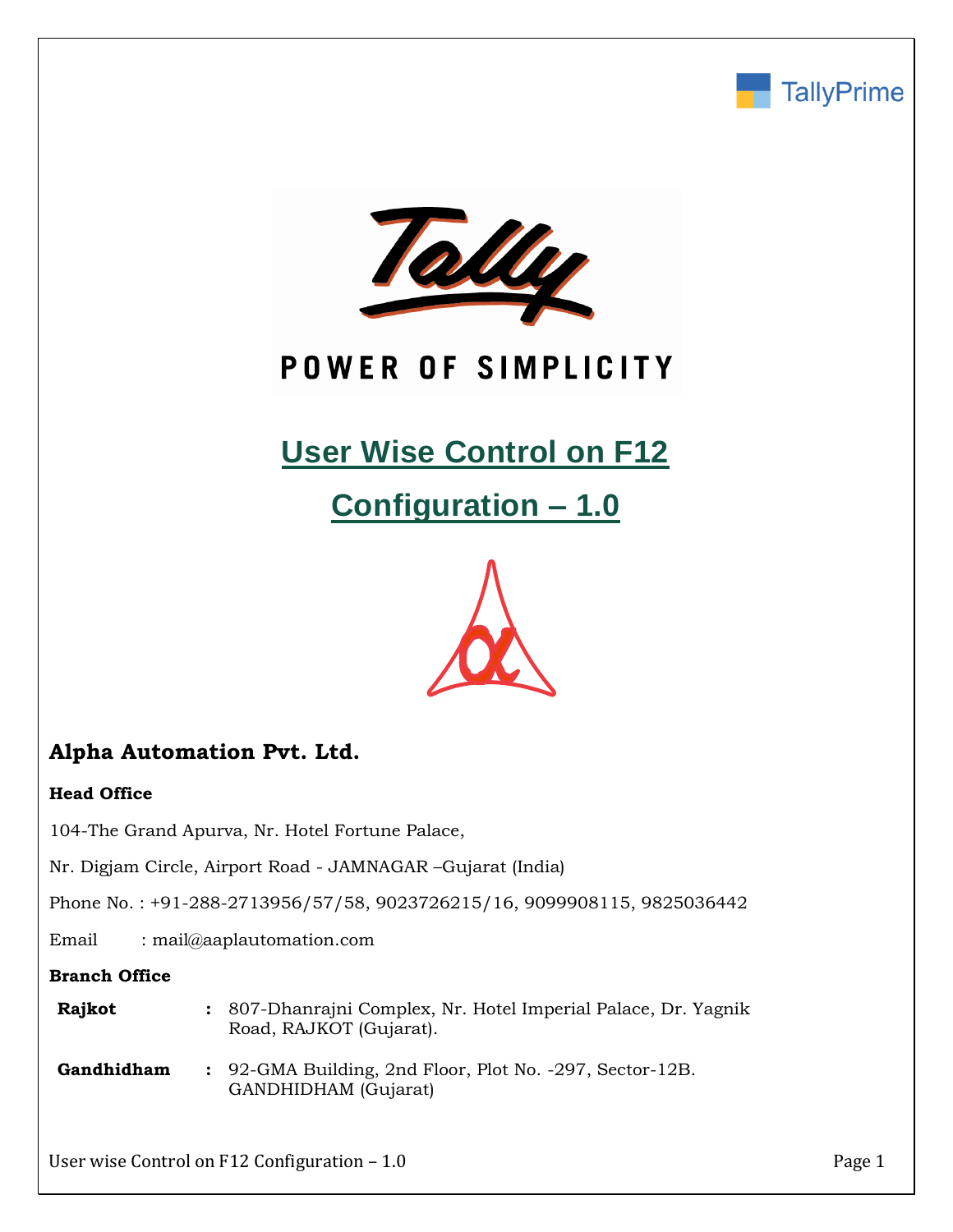TallyPrime

Tally

POWER OF SIMPLICITY

# User Wise Control on F12 Configuration – 1.0

## Alpha Automation Pvt. Ltd.

**Head Office**

104-The Grand Apurva, Nr. Hotel Fortune Palace,

Nr. Digjam Circle, Airport Road - JAMNAGAR –Gujarat (India)

Phone No. : +91-288-2713956/57/58, 9023726215/16, 9099908115, 9825036442

Email : mail@aaplautomation.com

**Branch Office**

| | | |
|---|---|---|
| **Rajkot** | : | 807-Dhanrajni Complex, Nr. Hotel Imperial Palace, Dr. Yagnik Road, RAJKOT (Gujarat). |
| **Gandhidham** | : | 92-GMA Building, 2nd Floor, Plot No. -297, Sector-12B. GANDHIDHAM (Gujarat) |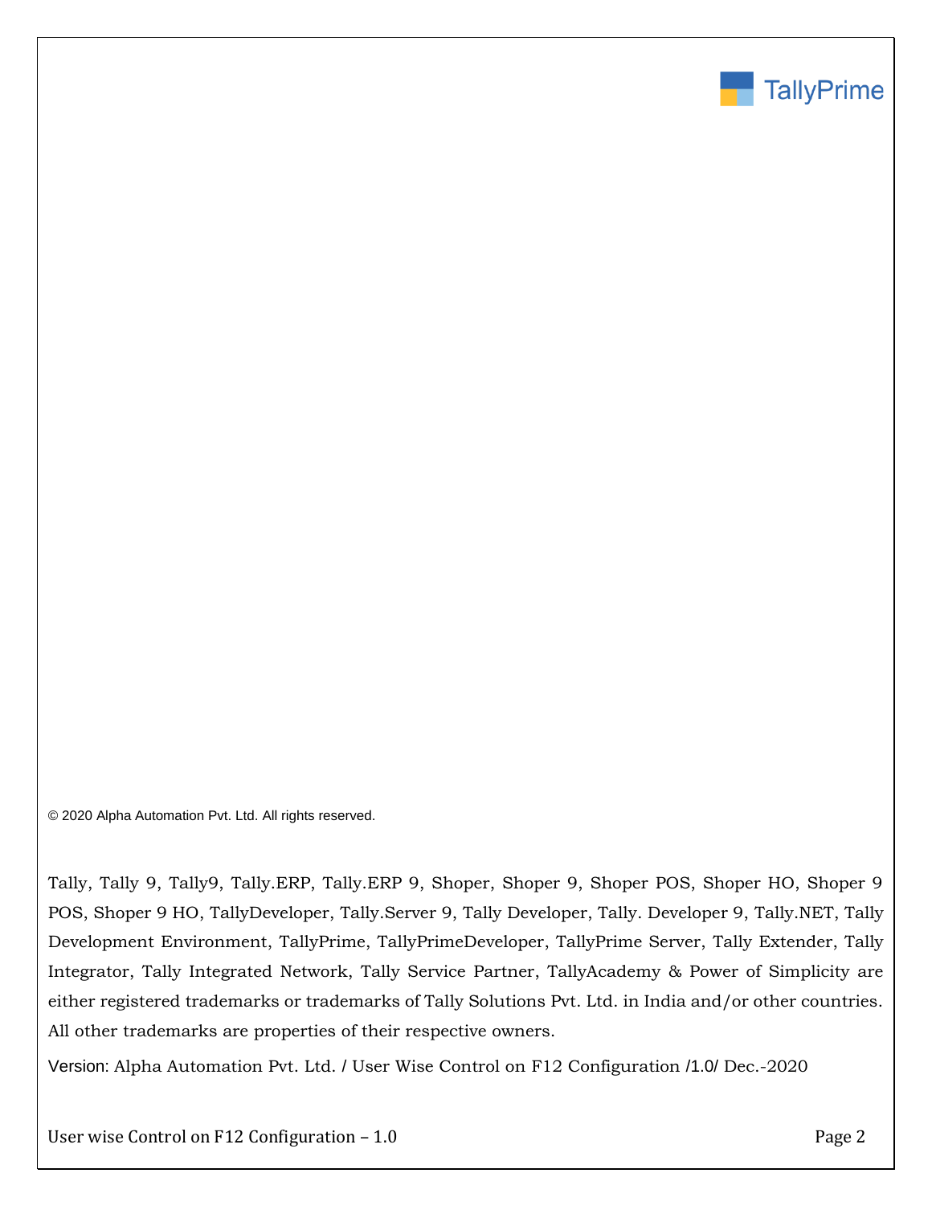© 2020 Alpha Automation Pvt. Ltd. All rights reserved.

Tally, Tally 9, Tally9, Tally.ERP, Tally.ERP 9, Shoper, Shoper 9, Shoper POS, Shoper HO, Shoper 9 POS, Shoper 9 HO, TallyDeveloper, Tally.Server 9, Tally Developer, Tally. Developer 9, Tally.NET, Tally Development Environment, TallyPrime, TallyPrimeDeveloper, TallyPrime Server, Tally Extender, Tally Integrator, Tally Integrated Network, Tally Service Partner, TallyAcademy & Power of Simplicity are either registered trademarks or trademarks of Tally Solutions Pvt. Ltd. in India and/or other countries. All other trademarks are properties of their respective owners.

Version: Alpha Automation Pvt. Ltd. / User Wise Control on F12 Configuration /1.0/ Dec.-2020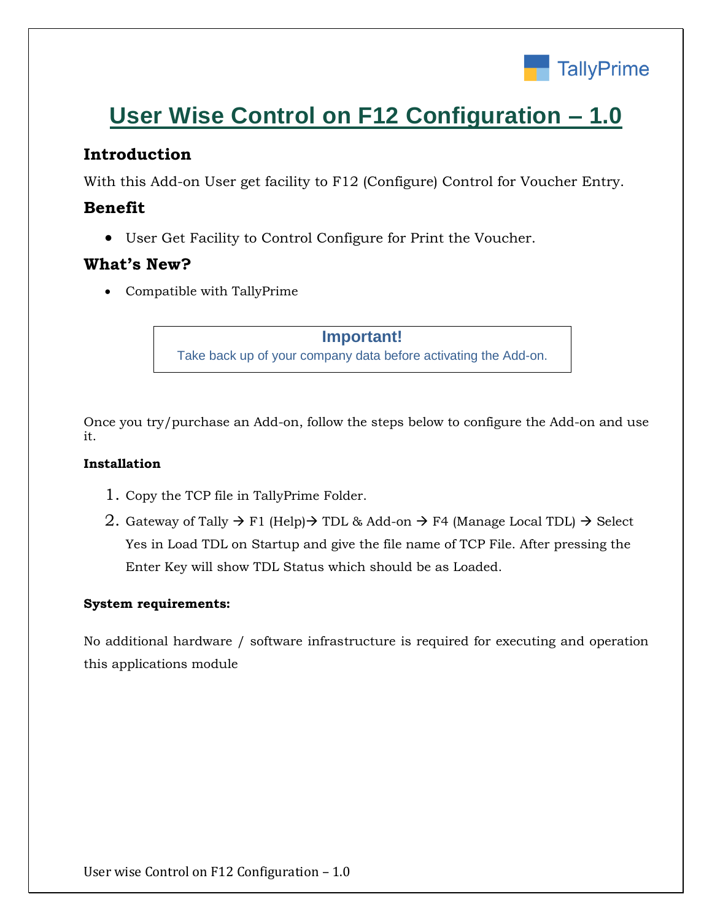TallyPrime

# User Wise Control on F12 Configuration – 1.0

## Introduction

With this Add-on User get facility to F12 (Configure) Control for Voucher Entry.

## Benefit

- User Get Facility to Control Configure for Print the Voucher.

## What's New?

- Compatible with TallyPrime

**Important!**
Take back up of your company data before activating the Add-on.

Once you try/purchase an Add-on, follow the steps below to configure the Add-on and use it.

**Installation**

1. Copy the TCP file in TallyPrime Folder.
2. Gateway of Tally → F1 (Help)→ TDL & Add-on → F4 (Manage Local TDL) → Select Yes in Load TDL on Startup and give the file name of TCP File. After pressing the Enter Key will show TDL Status which should be as Loaded.

**System requirements:**

No additional hardware / software infrastructure is required for executing and operation this applications module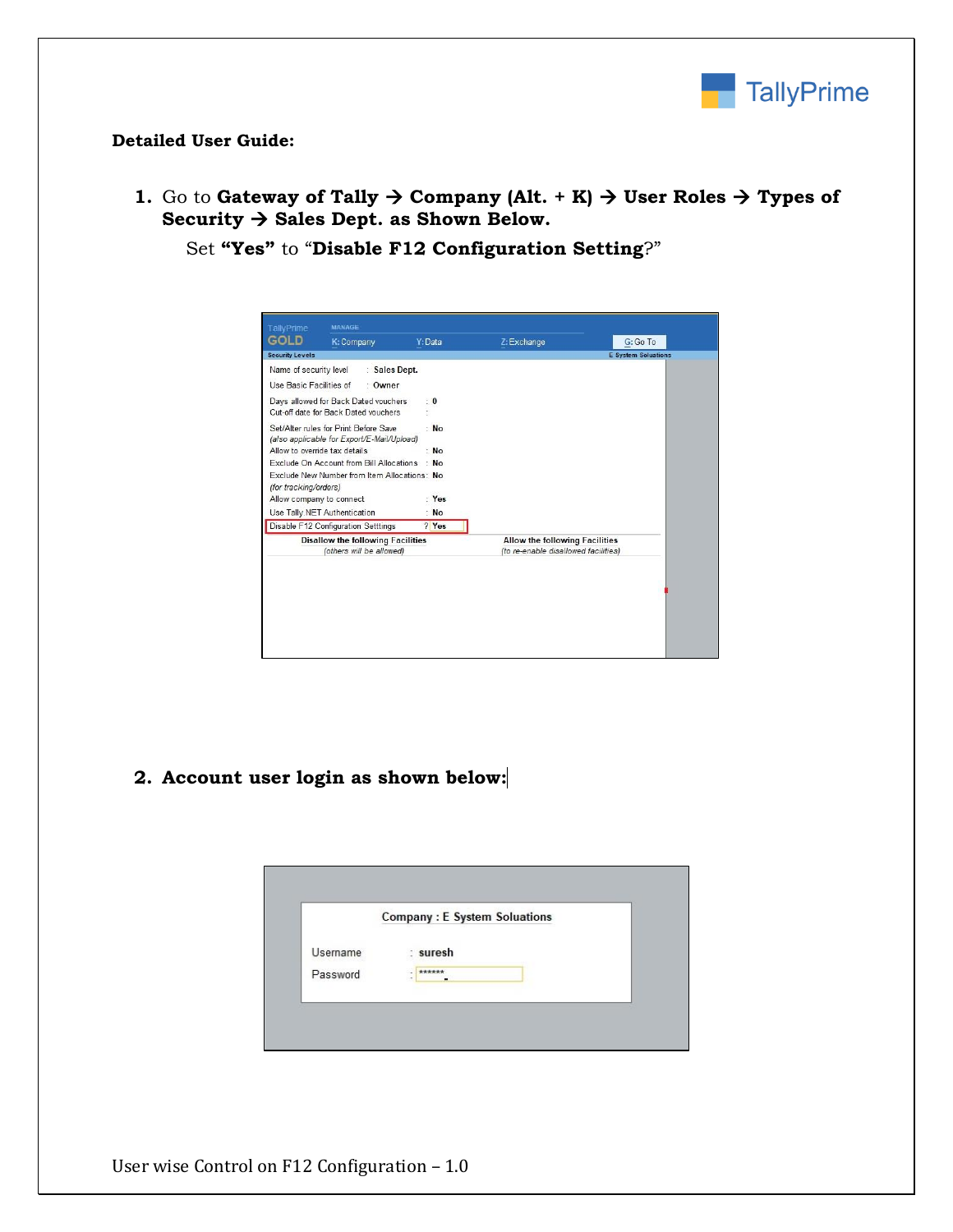**Detailed User Guide:**

1. Go to **Gateway of Tally → Company (Alt. + K) → User Roles → Types of Security → Sales Dept. as Shown Below.**

   Set **"Yes"** to "**Disable F12 Configuration Setting**?"

2. **Account user login as shown below:**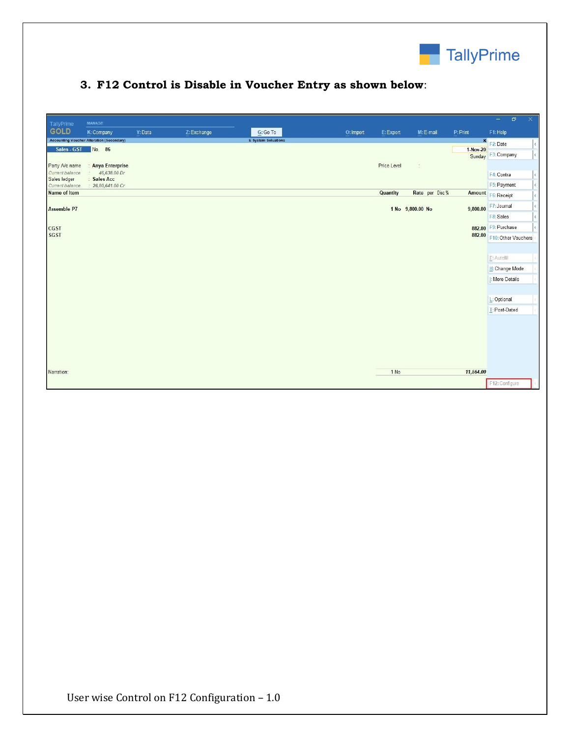### 3. F12 Control is Disable in Voucher Entry as shown below:

TallyPrime GOLD

MANAGE

K: Company | Y: Data | Z: Exchange | G: Go To | O: Import | E: Export | M: E-mail | P: Print | F1: Help

Accounting Voucher Alteration (Secondary) — E System Solutions

Sales - GST No. 86 — 1-Nov-20 Sunday

Party A/c name : Anya Enterprise

Current balance : 46,638.00 Dr

Sales ledger : Sales Acc

Current balance : 26,80,641.00 Cr

Price Level :

| Name of Item | Quantity | Rate | per | Disc % | Amount |
|---|---|---|---|---|---|
| Assemble P7 | 1 No | 9,800.00 | No | | 9,800.00 |
| CGST | | | | | 882.00 |
| SGST | | | | | 882.00 |
| Narration: | 1 No | | | | 11,564.00 |

F2: Date, F3: Company, F4: Contra, F5: Payment, F6: Receipt, F7: Journal, F8: Sales, F9: Purchase, F10: Other Vouchers, E: Autofill, H: Change Mode, I: More Details, L: Optional, T: Post-Dated, F12: Configure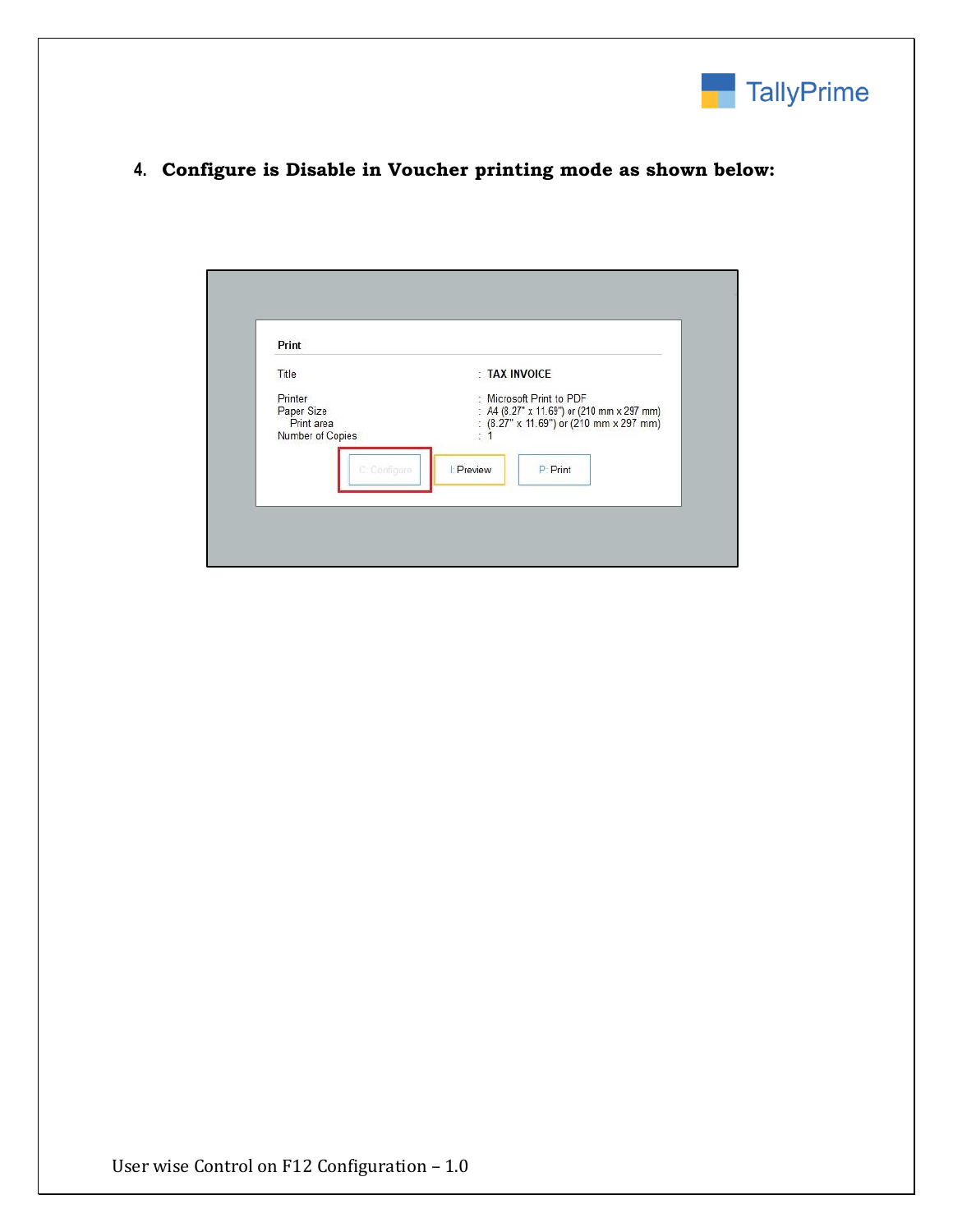4. **Configure is Disable in Voucher printing mode as shown below:**

Print

Title : TAX INVOICE

Printer : Microsoft Print to PDF
Paper Size : A4 (8.27" x 11.69") or (210 mm x 297 mm)
Print area : (8.27" x 11.69") or (210 mm x 297 mm)
Number of Copies : 1

C: Configure | I: Preview | P: Print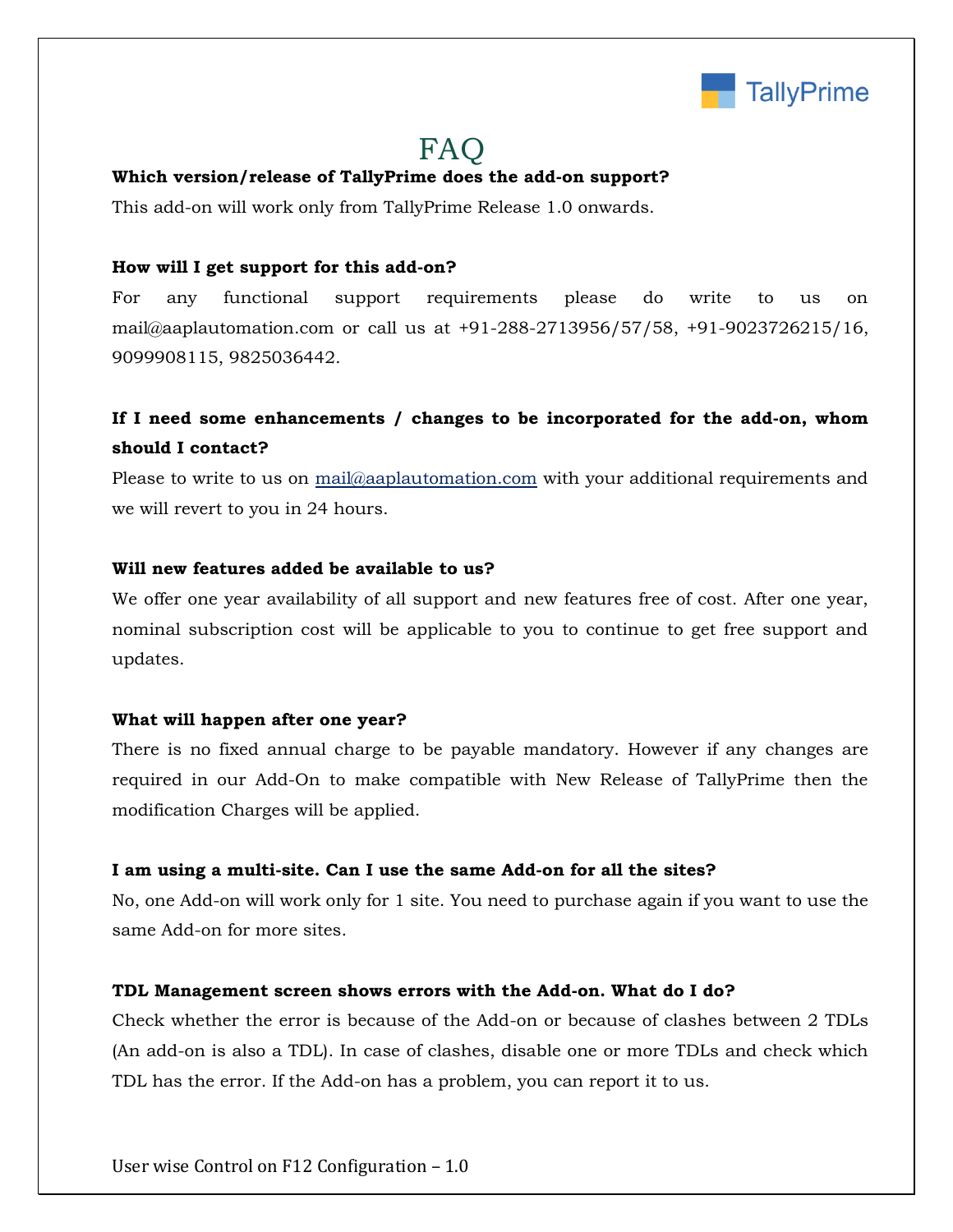# FAQ

**Which version/release of TallyPrime does the add-on support?**

This add-on will work only from TallyPrime Release 1.0 onwards.

**How will I get support for this add-on?**

For any functional support requirements please do write to us on mail@aaplautomation.com or call us at +91-288-2713956/57/58, +91-9023726215/16, 9099908115, 9825036442.

**If I need some enhancements / changes to be incorporated for the add-on, whom should I contact?**

Please to write to us on mail@aaplautomation.com with your additional requirements and we will revert to you in 24 hours.

**Will new features added be available to us?**

We offer one year availability of all support and new features free of cost. After one year, nominal subscription cost will be applicable to you to continue to get free support and updates.

**What will happen after one year?**

There is no fixed annual charge to be payable mandatory. However if any changes are required in our Add-On to make compatible with New Release of TallyPrime then the modification Charges will be applied.

**I am using a multi-site. Can I use the same Add-on for all the sites?**

No, one Add-on will work only for 1 site. You need to purchase again if you want to use the same Add-on for more sites.

**TDL Management screen shows errors with the Add-on. What do I do?**

Check whether the error is because of the Add-on or because of clashes between 2 TDLs (An add-on is also a TDL). In case of clashes, disable one or more TDLs and check which TDL has the error. If the Add-on has a problem, you can report it to us.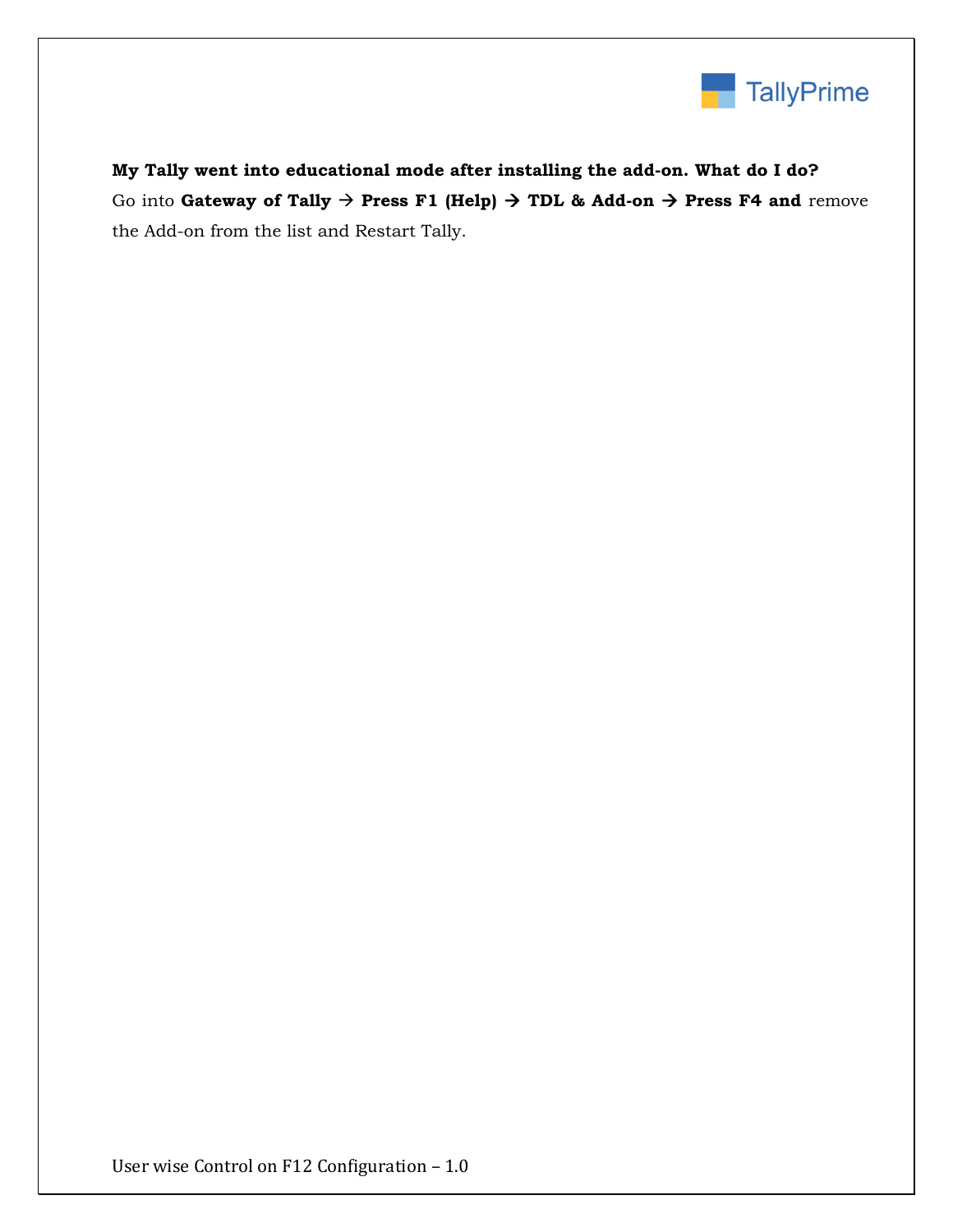**My Tally went into educational mode after installing the add-on. What do I do?**

Go into **Gateway of Tally → Press F1 (Help) → TDL & Add-on → Press F4 and** remove the Add-on from the list and Restart Tally.